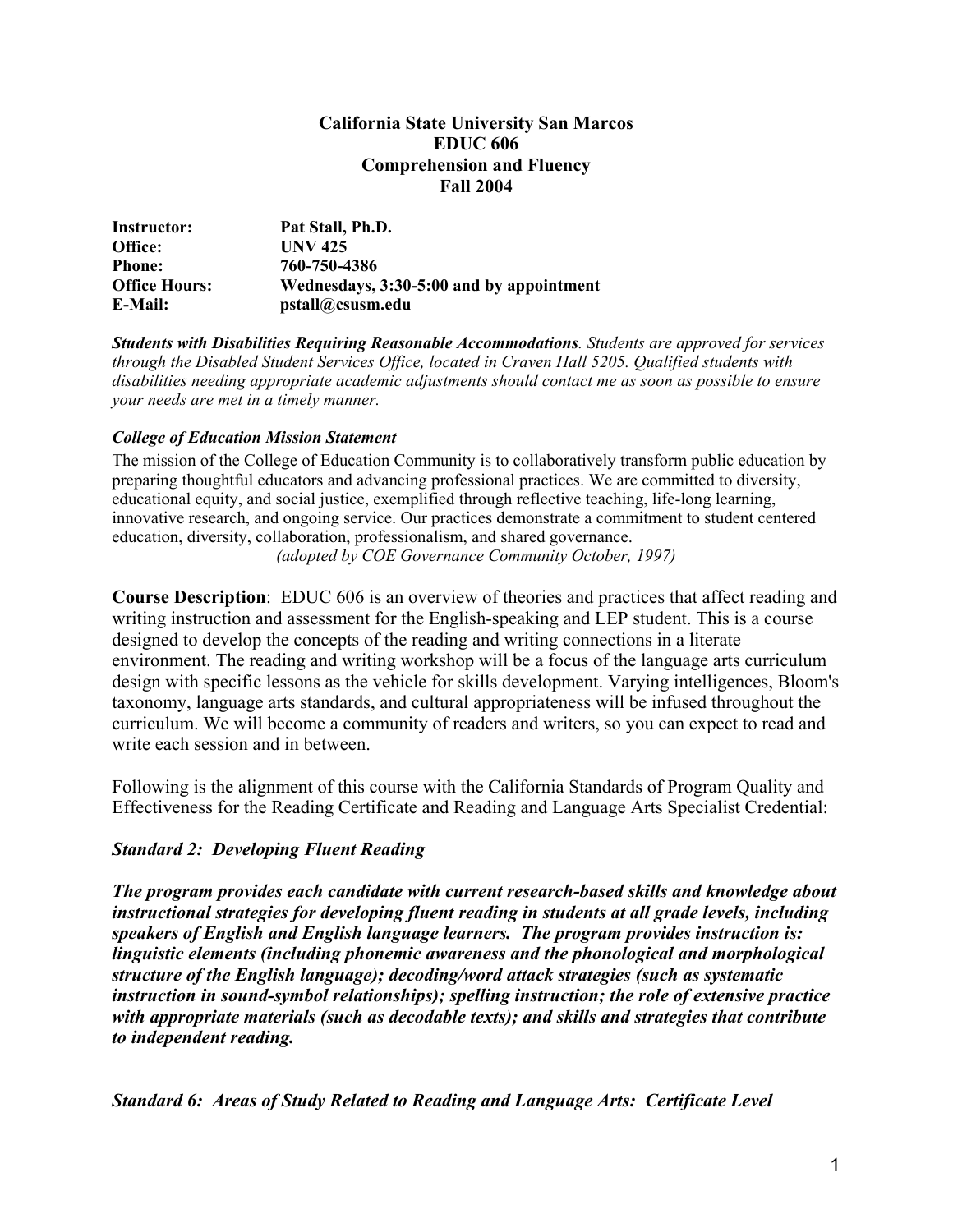**California State University San Marcos**
**EDUC 606**
**Comprehension and Fluency**
**Fall 2004**

| | |
|---|---|
| **Instructor:** | **Pat Stall, Ph.D.** |
| **Office:** | **UNV 425** |
| **Phone:** | **760-750-4386** |
| **Office Hours:** | **Wednesdays, 3:30-5:00 and by appointment** |
| **E-Mail:** | **pstall@csusm.edu** |

***Students with Disabilities Requiring Reasonable Accommodations****. Students are approved for services through the Disabled Student Services Office, located in Craven Hall 5205. Qualified students with disabilities needing appropriate academic adjustments should contact me as soon as possible to ensure your needs are met in a timely manner.*

***College of Education Mission Statement***

The mission of the College of Education Community is to collaboratively transform public education by preparing thoughtful educators and advancing professional practices. We are committed to diversity, educational equity, and social justice, exemplified through reflective teaching, life-long learning, innovative research, and ongoing service. Our practices demonstrate a commitment to student centered education, diversity, collaboration, professionalism, and shared governance.
*(adopted by COE Governance Community October, 1997)*

**Course Description**: EDUC 606 is an overview of theories and practices that affect reading and writing instruction and assessment for the English-speaking and LEP student. This is a course designed to develop the concepts of the reading and writing connections in a literate environment. The reading and writing workshop will be a focus of the language arts curriculum design with specific lessons as the vehicle for skills development. Varying intelligences, Bloom's taxonomy, language arts standards, and cultural appropriateness will be infused throughout the curriculum. We will become a community of readers and writers, so you can expect to read and write each session and in between.

Following is the alignment of this course with the California Standards of Program Quality and Effectiveness for the Reading Certificate and Reading and Language Arts Specialist Credential:

***Standard 2: Developing Fluent Reading***

***The program provides each candidate with current research-based skills and knowledge about instructional strategies for developing fluent reading in students at all grade levels, including speakers of English and English language learners. The program provides instruction is: linguistic elements (including phonemic awareness and the phonological and morphological structure of the English language); decoding/word attack strategies (such as systematic instruction in sound-symbol relationships); spelling instruction; the role of extensive practice with appropriate materials (such as decodable texts); and skills and strategies that contribute to independent reading.***

***Standard 6: Areas of Study Related to Reading and Language Arts: Certificate Level***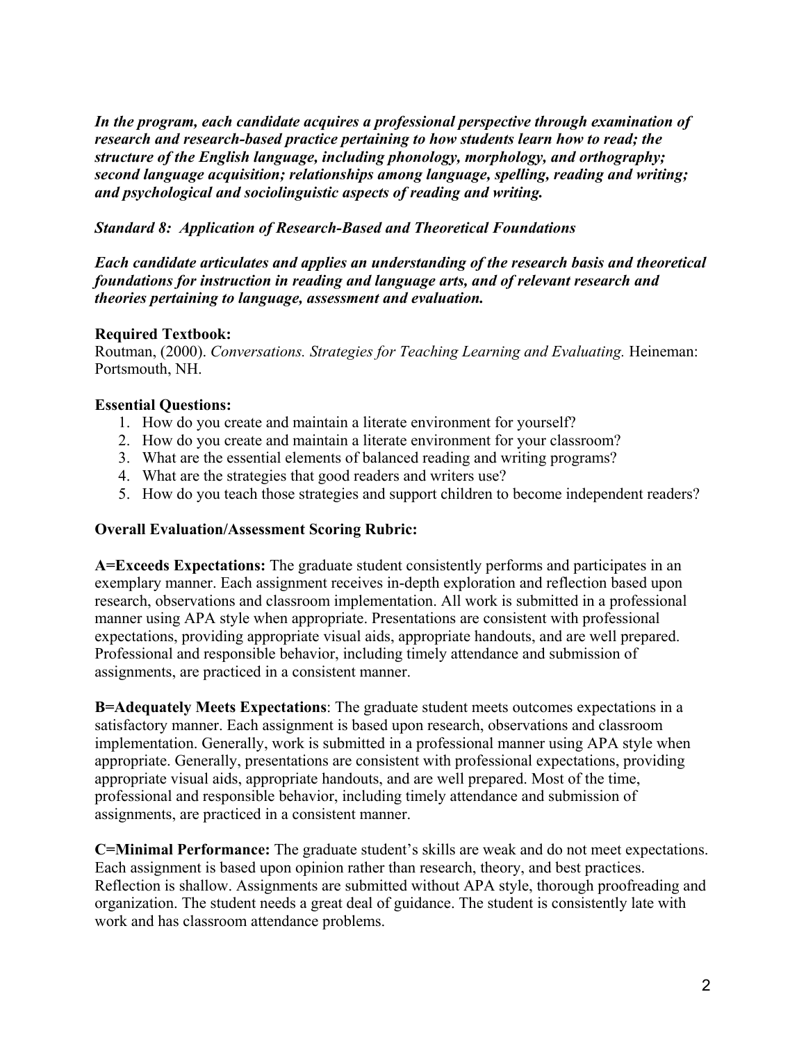***In the program, each candidate acquires a professional perspective through examination of research and research-based practice pertaining to how students learn how to read; the structure of the English language, including phonology, morphology, and orthography; second language acquisition; relationships among language, spelling, reading and writing; and psychological and sociolinguistic aspects of reading and writing.***

***Standard 8: Application of Research-Based and Theoretical Foundations***

***Each candidate articulates and applies an understanding of the research basis and theoretical foundations for instruction in reading and language arts, and of relevant research and theories pertaining to language, assessment and evaluation.***

**Required Textbook:**
Routman, (2000). *Conversations. Strategies for Teaching Learning and Evaluating.* Heineman: Portsmouth, NH.

**Essential Questions:**

1. How do you create and maintain a literate environment for yourself?
2. How do you create and maintain a literate environment for your classroom?
3. What are the essential elements of balanced reading and writing programs?
4. What are the strategies that good readers and writers use?
5. How do you teach those strategies and support children to become independent readers?

**Overall Evaluation/Assessment Scoring Rubric:**

**A=Exceeds Expectations:** The graduate student consistently performs and participates in an exemplary manner. Each assignment receives in-depth exploration and reflection based upon research, observations and classroom implementation. All work is submitted in a professional manner using APA style when appropriate. Presentations are consistent with professional expectations, providing appropriate visual aids, appropriate handouts, and are well prepared. Professional and responsible behavior, including timely attendance and submission of assignments, are practiced in a consistent manner.

**B=Adequately Meets Expectations**: The graduate student meets outcomes expectations in a satisfactory manner. Each assignment is based upon research, observations and classroom implementation. Generally, work is submitted in a professional manner using APA style when appropriate. Generally, presentations are consistent with professional expectations, providing appropriate visual aids, appropriate handouts, and are well prepared. Most of the time, professional and responsible behavior, including timely attendance and submission of assignments, are practiced in a consistent manner.

**C=Minimal Performance:** The graduate student's skills are weak and do not meet expectations. Each assignment is based upon opinion rather than research, theory, and best practices. Reflection is shallow. Assignments are submitted without APA style, thorough proofreading and organization. The student needs a great deal of guidance. The student is consistently late with work and has classroom attendance problems.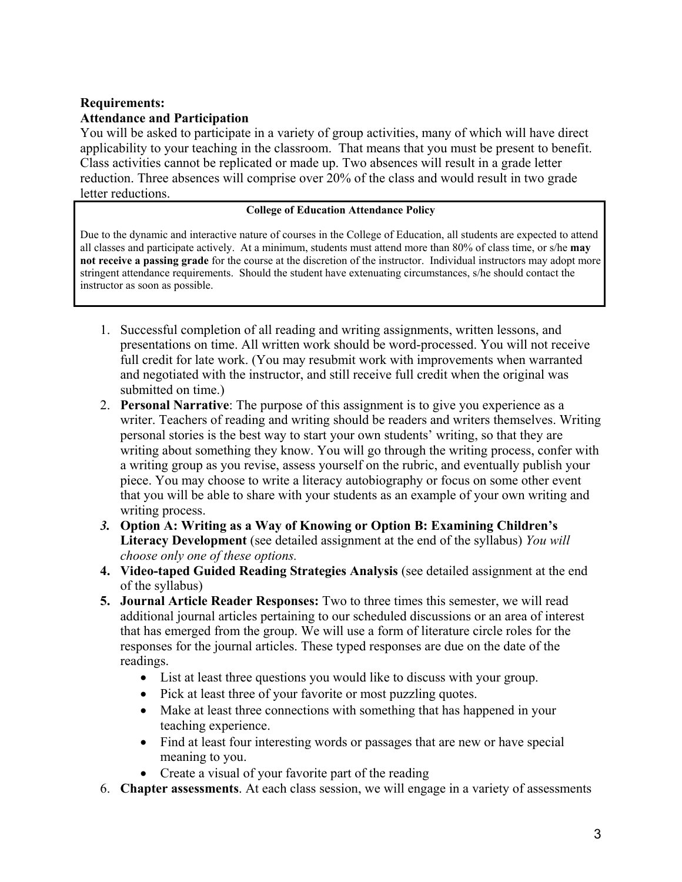**Requirements:**

**Attendance and Participation**

You will be asked to participate in a variety of group activities, many of which will have direct applicability to your teaching in the classroom. That means that you must be present to benefit. Class activities cannot be replicated or made up. Two absences will result in a grade letter reduction. Three absences will comprise over 20% of the class and would result in two grade letter reductions.

> **College of Education Attendance Policy**
>
> Due to the dynamic and interactive nature of courses in the College of Education, all students are expected to attend all classes and participate actively. At a minimum, students must attend more than 80% of class time, or s/he **may not receive a passing grade** for the course at the discretion of the instructor. Individual instructors may adopt more stringent attendance requirements. Should the student have extenuating circumstances, s/he should contact the instructor as soon as possible.

1. Successful completion of all reading and writing assignments, written lessons, and presentations on time. All written work should be word-processed. You will not receive full credit for late work. (You may resubmit work with improvements when warranted and negotiated with the instructor, and still receive full credit when the original was submitted on time.)
2. **Personal Narrative**: The purpose of this assignment is to give you experience as a writer. Teachers of reading and writing should be readers and writers themselves. Writing personal stories is the best way to start your own students' writing, so that they are writing about something they know. You will go through the writing process, confer with a writing group as you revise, assess yourself on the rubric, and eventually publish your piece. You may choose to write a literacy autobiography or focus on some other event that you will be able to share with your students as an example of your own writing and writing process.
3. **Option A: Writing as a Way of Knowing or Option B: Examining Children's Literacy Development** (see detailed assignment at the end of the syllabus) *You will choose only one of these options.*
4. **Video-taped Guided Reading Strategies Analysis** (see detailed assignment at the end of the syllabus)
5. **Journal Article Reader Responses:** Two to three times this semester, we will read additional journal articles pertaining to our scheduled discussions or an area of interest that has emerged from the group. We will use a form of literature circle roles for the responses for the journal articles. These typed responses are due on the date of the readings.
   - List at least three questions you would like to discuss with your group.
   - Pick at least three of your favorite or most puzzling quotes.
   - Make at least three connections with something that has happened in your teaching experience.
   - Find at least four interesting words or passages that are new or have special meaning to you.
   - Create a visual of your favorite part of the reading
6. **Chapter assessments**. At each class session, we will engage in a variety of assessments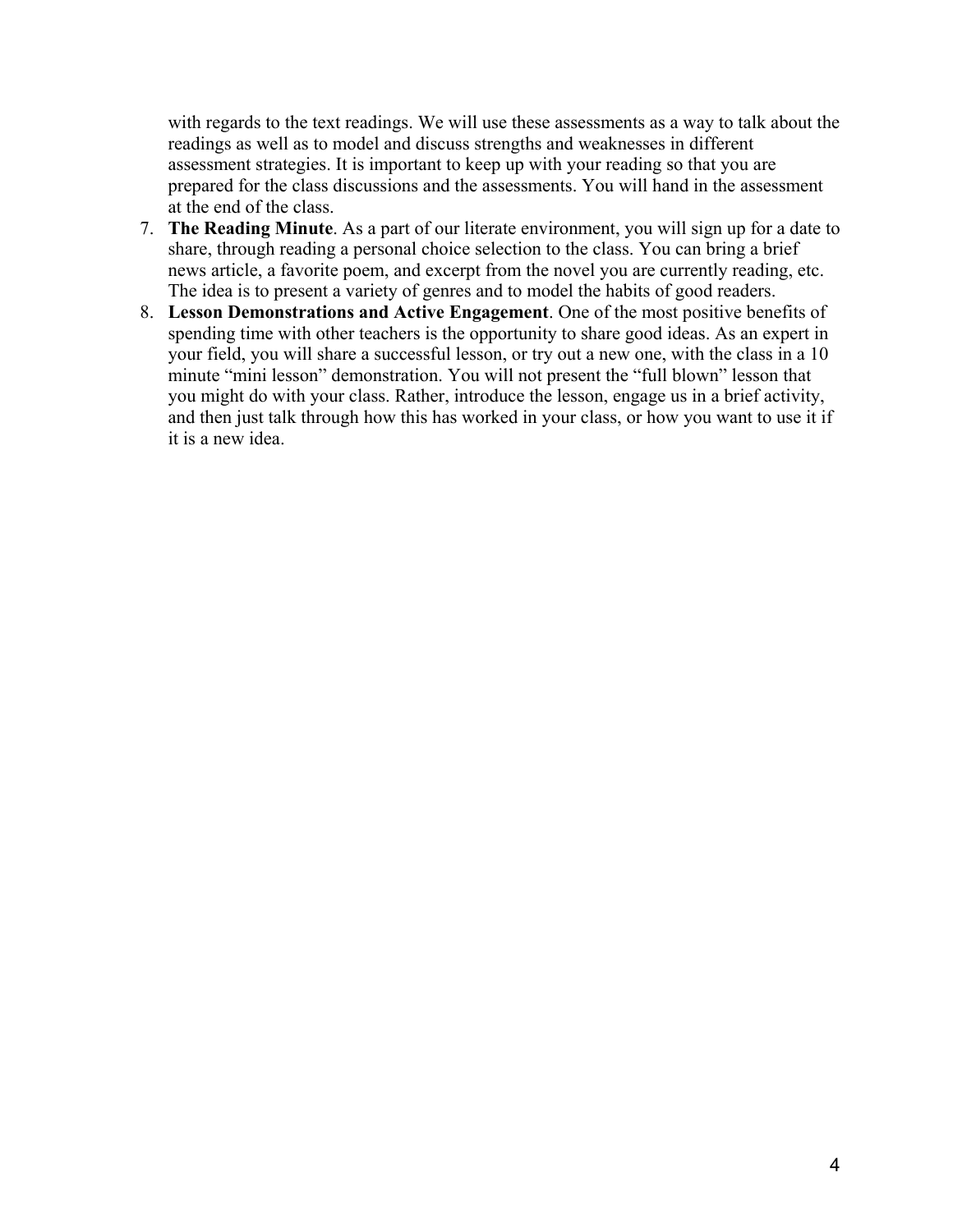with regards to the text readings. We will use these assessments as a way to talk about the readings as well as to model and discuss strengths and weaknesses in different assessment strategies. It is important to keep up with your reading so that you are prepared for the class discussions and the assessments. You will hand in the assessment at the end of the class.

7. **The Reading Minute**. As a part of our literate environment, you will sign up for a date to share, through reading a personal choice selection to the class. You can bring a brief news article, a favorite poem, and excerpt from the novel you are currently reading, etc. The idea is to present a variety of genres and to model the habits of good readers.
8. **Lesson Demonstrations and Active Engagement**. One of the most positive benefits of spending time with other teachers is the opportunity to share good ideas. As an expert in your field, you will share a successful lesson, or try out a new one, with the class in a 10 minute "mini lesson" demonstration. You will not present the "full blown" lesson that you might do with your class. Rather, introduce the lesson, engage us in a brief activity, and then just talk through how this has worked in your class, or how you want to use it if it is a new idea.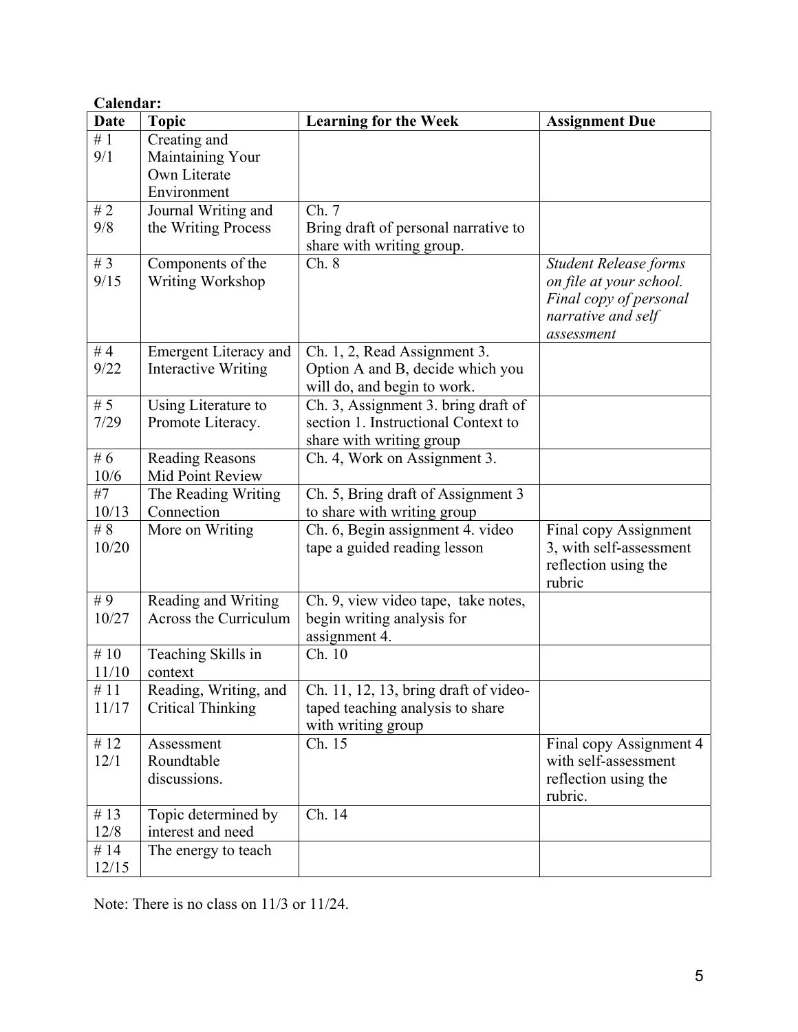**Calendar:**

| Date | Topic | Learning for the Week | Assignment Due |
|---|---|---|---|
| # 1<br>9/1 | Creating and Maintaining Your Own Literate Environment | | |
| # 2<br>9/8 | Journal Writing and the Writing Process | Ch. 7<br>Bring draft of personal narrative to share with writing group. | |
| # 3<br>9/15 | Components of the Writing Workshop | Ch. 8 | *Student Release forms on file at your school. Final copy of personal narrative and self assessment* |
| # 4<br>9/22 | Emergent Literacy and Interactive Writing | Ch. 1, 2, Read Assignment 3. Option A and B, decide which you will do, and begin to work. | |
| # 5<br>7/29 | Using Literature to Promote Literacy. | Ch. 3, Assignment 3. bring draft of section 1. Instructional Context to share with writing group | |
| # 6<br>10/6 | Reading Reasons<br>Mid Point Review | Ch. 4, Work on Assignment 3. | |
| #7<br>10/13 | The Reading Writing Connection | Ch. 5, Bring draft of Assignment 3 to share with writing group | |
| # 8<br>10/20 | More on Writing | Ch. 6, Begin assignment 4. video tape a guided reading lesson | Final copy Assignment 3, with self-assessment reflection using the rubric |
| # 9<br>10/27 | Reading and Writing Across the Curriculum | Ch. 9, view video tape, take notes, begin writing analysis for assignment 4. | |
| # 10<br>11/10 | Teaching Skills in context | Ch. 10 | |
| # 11<br>11/17 | Reading, Writing, and Critical Thinking | Ch. 11, 12, 13, bring draft of video-taped teaching analysis to share with writing group | |
| # 12<br>12/1 | Assessment<br>Roundtable discussions. | Ch. 15 | Final copy Assignment 4 with self-assessment reflection using the rubric. |
| # 13<br>12/8 | Topic determined by interest and need | Ch. 14 | |
| # 14<br>12/15 | The energy to teach | | |

Note: There is no class on 11/3 or 11/24.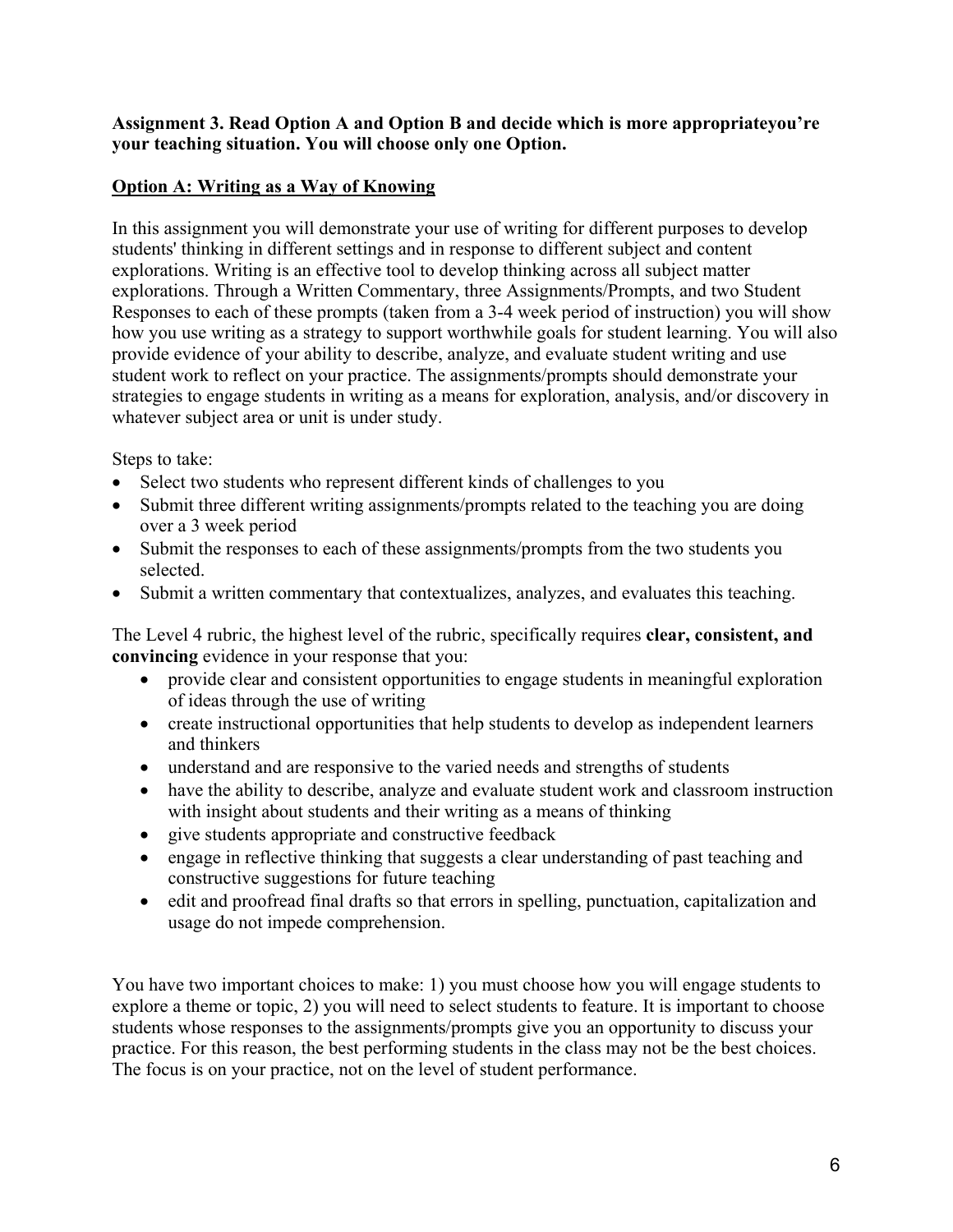**Assignment 3. Read Option A and Option B and decide which is more appropriateyou're your teaching situation. You will choose only one Option.**

**<u>Option A: Writing as a Way of Knowing</u>**

In this assignment you will demonstrate your use of writing for different purposes to develop students' thinking in different settings and in response to different subject and content explorations. Writing is an effective tool to develop thinking across all subject matter explorations. Through a Written Commentary, three Assignments/Prompts, and two Student Responses to each of these prompts (taken from a 3-4 week period of instruction) you will show how you use writing as a strategy to support worthwhile goals for student learning. You will also provide evidence of your ability to describe, analyze, and evaluate student writing and use student work to reflect on your practice. The assignments/prompts should demonstrate your strategies to engage students in writing as a means for exploration, analysis, and/or discovery in whatever subject area or unit is under study.

Steps to take:

- Select two students who represent different kinds of challenges to you
- Submit three different writing assignments/prompts related to the teaching you are doing over a 3 week period
- Submit the responses to each of these assignments/prompts from the two students you selected.
- Submit a written commentary that contextualizes, analyzes, and evaluates this teaching.

The Level 4 rubric, the highest level of the rubric, specifically requires **clear, consistent, and convincing** evidence in your response that you:

- provide clear and consistent opportunities to engage students in meaningful exploration of ideas through the use of writing
- create instructional opportunities that help students to develop as independent learners and thinkers
- understand and are responsive to the varied needs and strengths of students
- have the ability to describe, analyze and evaluate student work and classroom instruction with insight about students and their writing as a means of thinking
- give students appropriate and constructive feedback
- engage in reflective thinking that suggests a clear understanding of past teaching and constructive suggestions for future teaching
- edit and proofread final drafts so that errors in spelling, punctuation, capitalization and usage do not impede comprehension.

You have two important choices to make: 1) you must choose how you will engage students to explore a theme or topic, 2) you will need to select students to feature. It is important to choose students whose responses to the assignments/prompts give you an opportunity to discuss your practice. For this reason, the best performing students in the class may not be the best choices. The focus is on your practice, not on the level of student performance.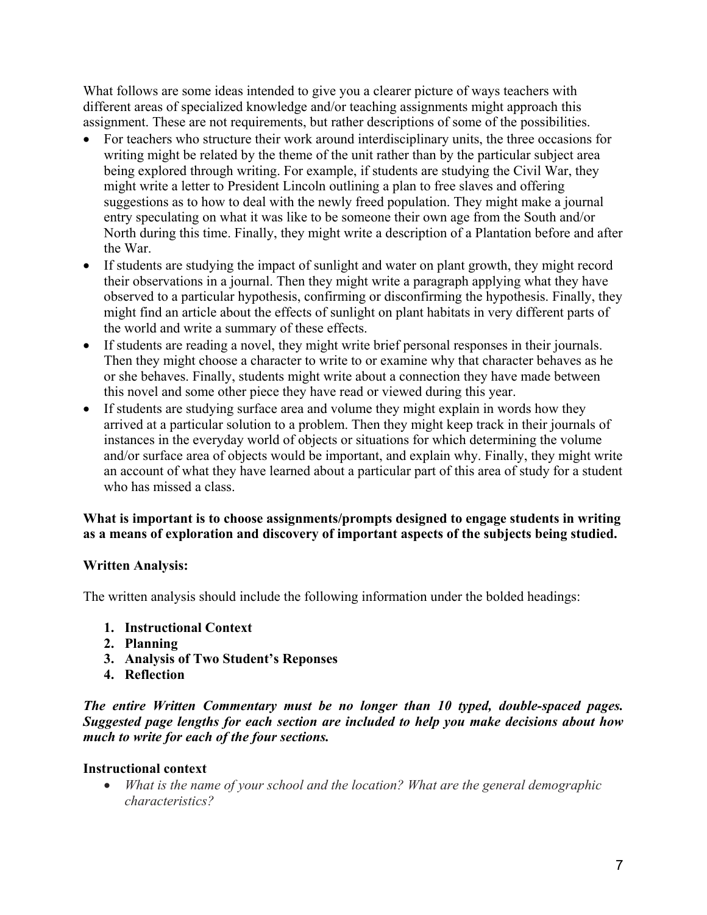What follows are some ideas intended to give you a clearer picture of ways teachers with different areas of specialized knowledge and/or teaching assignments might approach this assignment. These are not requirements, but rather descriptions of some of the possibilities.

- For teachers who structure their work around interdisciplinary units, the three occasions for writing might be related by the theme of the unit rather than by the particular subject area being explored through writing. For example, if students are studying the Civil War, they might write a letter to President Lincoln outlining a plan to free slaves and offering suggestions as to how to deal with the newly freed population. They might make a journal entry speculating on what it was like to be someone their own age from the South and/or North during this time. Finally, they might write a description of a Plantation before and after the War.
- If students are studying the impact of sunlight and water on plant growth, they might record their observations in a journal. Then they might write a paragraph applying what they have observed to a particular hypothesis, confirming or disconfirming the hypothesis. Finally, they might find an article about the effects of sunlight on plant habitats in very different parts of the world and write a summary of these effects.
- If students are reading a novel, they might write brief personal responses in their journals. Then they might choose a character to write to or examine why that character behaves as he or she behaves. Finally, students might write about a connection they have made between this novel and some other piece they have read or viewed during this year.
- If students are studying surface area and volume they might explain in words how they arrived at a particular solution to a problem. Then they might keep track in their journals of instances in the everyday world of objects or situations for which determining the volume and/or surface area of objects would be important, and explain why. Finally, they might write an account of what they have learned about a particular part of this area of study for a student who has missed a class.

**What is important is to choose assignments/prompts designed to engage students in writing as a means of exploration and discovery of important aspects of the subjects being studied.**

**Written Analysis:**

The written analysis should include the following information under the bolded headings:

1. **Instructional Context**
2. **Planning**
3. **Analysis of Two Student's Reponses**
4. **Reflection**

***The entire Written Commentary must be no longer than 10 typed, double-spaced pages. Suggested page lengths for each section are included to help you make decisions about how much to write for each of the four sections.***

**Instructional context**

- *What is the name of your school and the location? What are the general demographic characteristics?*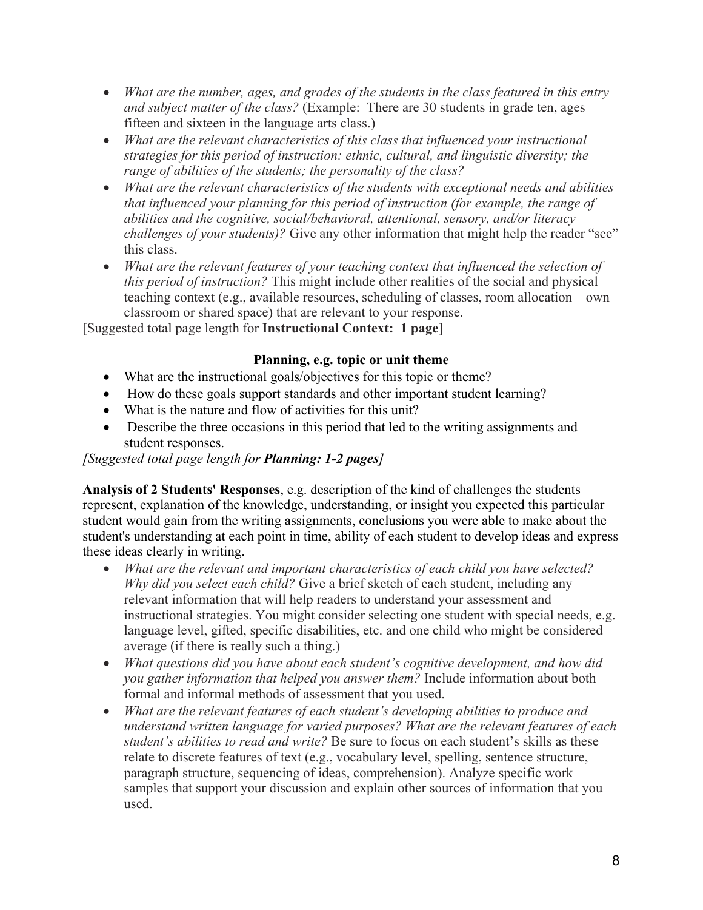- *What are the number, ages, and grades of the students in the class featured in this entry and subject matter of the class?* (Example: There are 30 students in grade ten, ages fifteen and sixteen in the language arts class.)
- *What are the relevant characteristics of this class that influenced your instructional strategies for this period of instruction: ethnic, cultural, and linguistic diversity; the range of abilities of the students; the personality of the class?*
- *What are the relevant characteristics of the students with exceptional needs and abilities that influenced your planning for this period of instruction (for example, the range of abilities and the cognitive, social/behavioral, attentional, sensory, and/or literacy challenges of your students)?* Give any other information that might help the reader "see" this class.
- *What are the relevant features of your teaching context that influenced the selection of this period of instruction?* This might include other realities of the social and physical teaching context (e.g., available resources, scheduling of classes, room allocation—own classroom or shared space) that are relevant to your response.

[Suggested total page length for **Instructional Context: 1 page**]

**Planning, e.g. topic or unit theme**

- What are the instructional goals/objectives for this topic or theme?
- How do these goals support standards and other important student learning?
- What is the nature and flow of activities for this unit?
- Describe the three occasions in this period that led to the writing assignments and student responses.

*[Suggested total page length for **Planning: 1-2 pages**]*

**Analysis of 2 Students' Responses**, e.g. description of the kind of challenges the students represent, explanation of the knowledge, understanding, or insight you expected this particular student would gain from the writing assignments, conclusions you were able to make about the student's understanding at each point in time, ability of each student to develop ideas and express these ideas clearly in writing.

- *What are the relevant and important characteristics of each child you have selected? Why did you select each child?* Give a brief sketch of each student, including any relevant information that will help readers to understand your assessment and instructional strategies. You might consider selecting one student with special needs, e.g. language level, gifted, specific disabilities, etc. and one child who might be considered average (if there is really such a thing.)
- *What questions did you have about each student's cognitive development, and how did you gather information that helped you answer them?* Include information about both formal and informal methods of assessment that you used.
- *What are the relevant features of each student's developing abilities to produce and understand written language for varied purposes? What are the relevant features of each student's abilities to read and write?* Be sure to focus on each student's skills as these relate to discrete features of text (e.g., vocabulary level, spelling, sentence structure, paragraph structure, sequencing of ideas, comprehension). Analyze specific work samples that support your discussion and explain other sources of information that you used.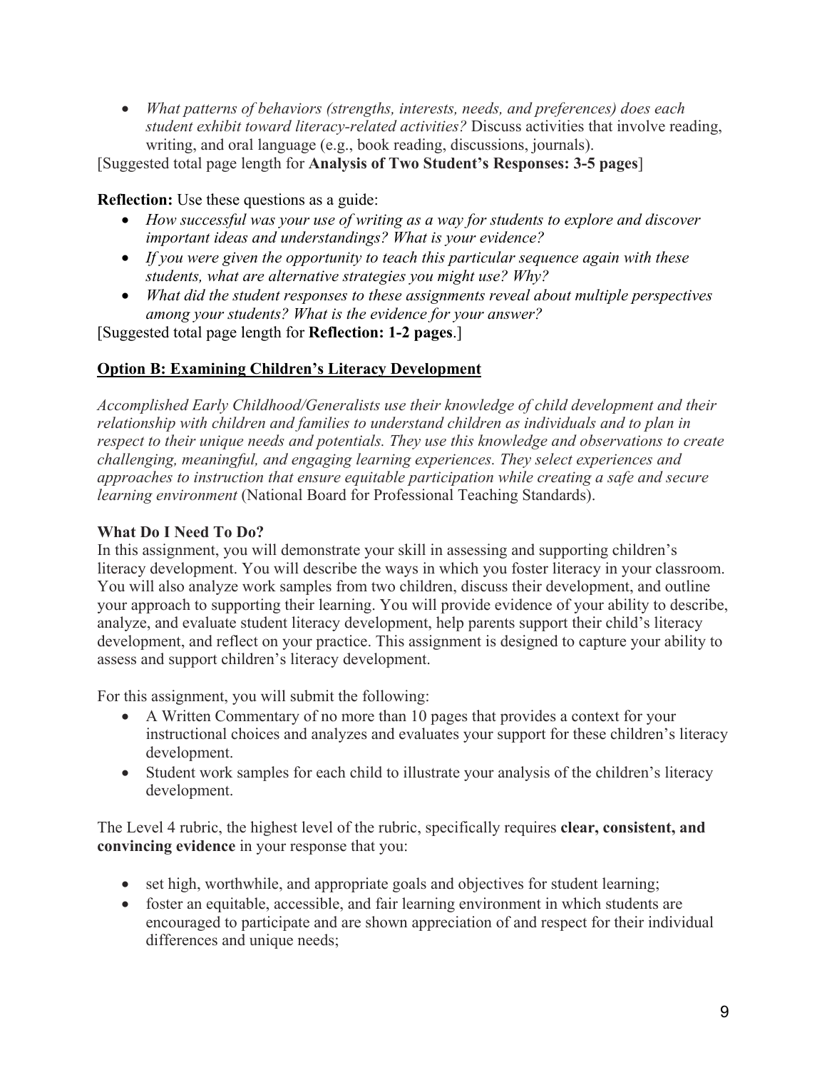- *What patterns of behaviors (strengths, interests, needs, and preferences) does each student exhibit toward literacy-related activities?* Discuss activities that involve reading, writing, and oral language (e.g., book reading, discussions, journals).

[Suggested total page length for **Analysis of Two Student's Responses: 3-5 pages**]

**Reflection:** Use these questions as a guide:

- *How successful was your use of writing as a way for students to explore and discover important ideas and understandings? What is your evidence?*
- *If you were given the opportunity to teach this particular sequence again with these students, what are alternative strategies you might use? Why?*
- *What did the student responses to these assignments reveal about multiple perspectives among your students? What is the evidence for your answer?*

[Suggested total page length for **Reflection: 1-2 pages**.]

## <u>Option B: Examining Children's Literacy Development</u>

*Accomplished Early Childhood/Generalists use their knowledge of child development and their relationship with children and families to understand children as individuals and to plan in respect to their unique needs and potentials. They use this knowledge and observations to create challenging, meaningful, and engaging learning experiences. They select experiences and approaches to instruction that ensure equitable participation while creating a safe and secure learning environment* (National Board for Professional Teaching Standards).

### What Do I Need To Do?

In this assignment, you will demonstrate your skill in assessing and supporting children's literacy development. You will describe the ways in which you foster literacy in your classroom. You will also analyze work samples from two children, discuss their development, and outline your approach to supporting their learning. You will provide evidence of your ability to describe, analyze, and evaluate student literacy development, help parents support their child's literacy development, and reflect on your practice. This assignment is designed to capture your ability to assess and support children's literacy development.

For this assignment, you will submit the following:

- A Written Commentary of no more than 10 pages that provides a context for your instructional choices and analyzes and evaluates your support for these children's literacy development.
- Student work samples for each child to illustrate your analysis of the children's literacy development.

The Level 4 rubric, the highest level of the rubric, specifically requires **clear, consistent, and convincing evidence** in your response that you:

- set high, worthwhile, and appropriate goals and objectives for student learning;
- foster an equitable, accessible, and fair learning environment in which students are encouraged to participate and are shown appreciation of and respect for their individual differences and unique needs;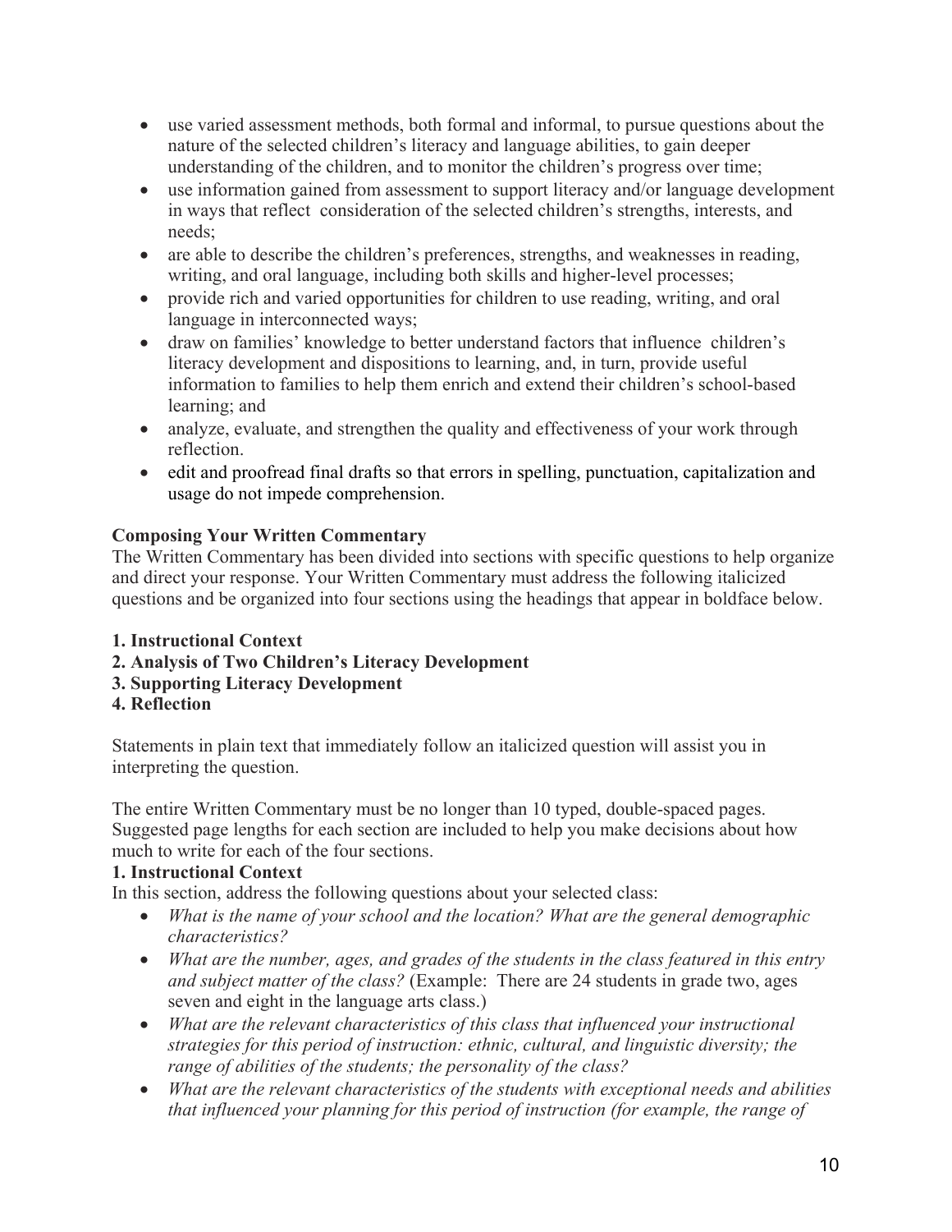- use varied assessment methods, both formal and informal, to pursue questions about the nature of the selected children's literacy and language abilities, to gain deeper understanding of the children, and to monitor the children's progress over time;
- use information gained from assessment to support literacy and/or language development in ways that reflect consideration of the selected children's strengths, interests, and needs;
- are able to describe the children's preferences, strengths, and weaknesses in reading, writing, and oral language, including both skills and higher-level processes;
- provide rich and varied opportunities for children to use reading, writing, and oral language in interconnected ways;
- draw on families' knowledge to better understand factors that influence children's literacy development and dispositions to learning, and, in turn, provide useful information to families to help them enrich and extend their children's school-based learning; and
- analyze, evaluate, and strengthen the quality and effectiveness of your work through reflection.
- edit and proofread final drafts so that errors in spelling, punctuation, capitalization and usage do not impede comprehension.

**Composing Your Written Commentary**

The Written Commentary has been divided into sections with specific questions to help organize and direct your response. Your Written Commentary must address the following italicized questions and be organized into four sections using the headings that appear in boldface below.

**1. Instructional Context**
**2. Analysis of Two Children's Literacy Development**
**3. Supporting Literacy Development**
**4. Reflection**

Statements in plain text that immediately follow an italicized question will assist you in interpreting the question.

The entire Written Commentary must be no longer than 10 typed, double-spaced pages. Suggested page lengths for each section are included to help you make decisions about how much to write for each of the four sections.

**1. Instructional Context**

In this section, address the following questions about your selected class:

- *What is the name of your school and the location? What are the general demographic characteristics?*
- *What are the number, ages, and grades of the students in the class featured in this entry and subject matter of the class?* (Example: There are 24 students in grade two, ages seven and eight in the language arts class.)
- *What are the relevant characteristics of this class that influenced your instructional strategies for this period of instruction: ethnic, cultural, and linguistic diversity; the range of abilities of the students; the personality of the class?*
- *What are the relevant characteristics of the students with exceptional needs and abilities that influenced your planning for this period of instruction (for example, the range of*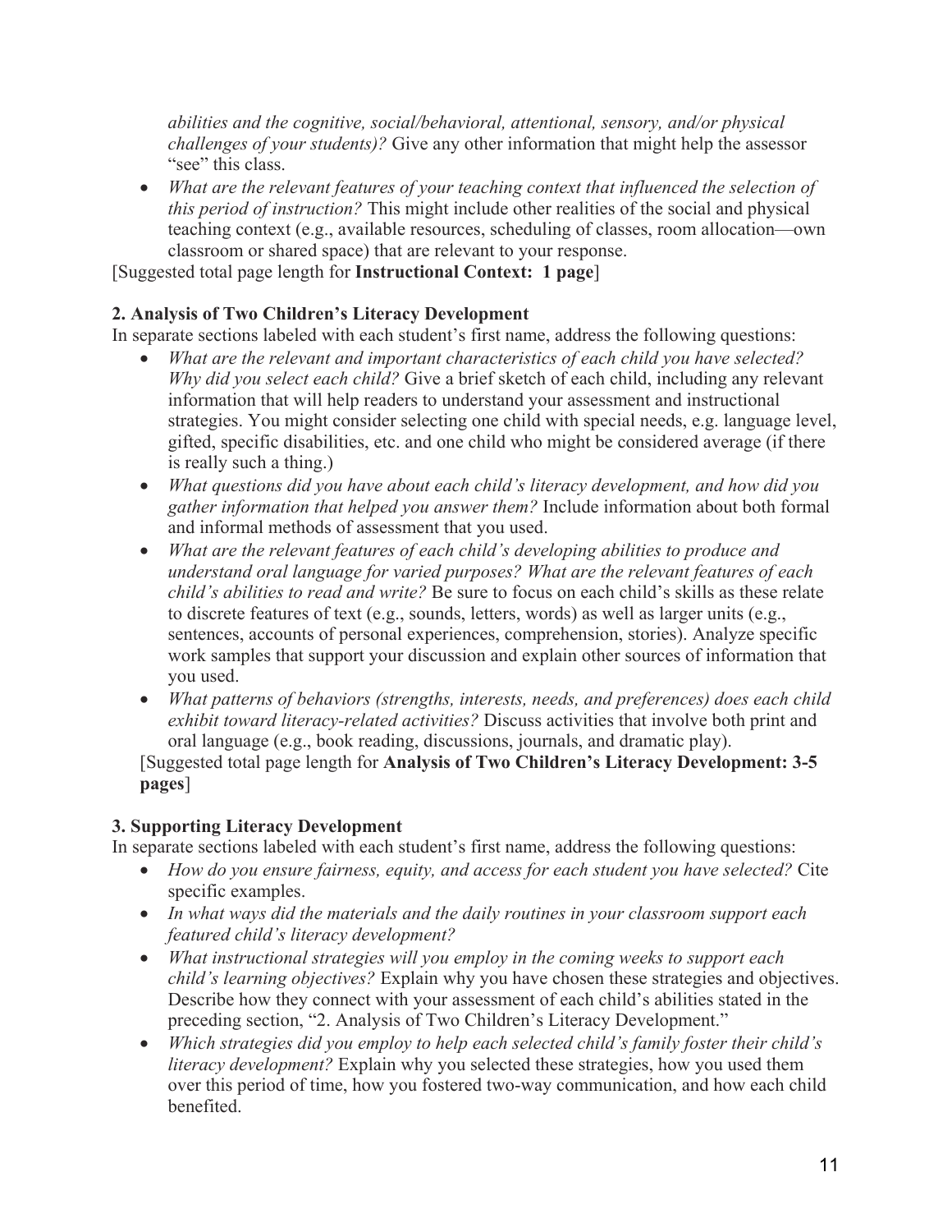*abilities and the cognitive, social/behavioral, attentional, sensory, and/or physical challenges of your students)?* Give any other information that might help the assessor "see" this class.

- *What are the relevant features of your teaching context that influenced the selection of this period of instruction?* This might include other realities of the social and physical teaching context (e.g., available resources, scheduling of classes, room allocation—own classroom or shared space) that are relevant to your response.

[Suggested total page length for **Instructional Context: 1 page**]

**2. Analysis of Two Children's Literacy Development**

In separate sections labeled with each student's first name, address the following questions:

- *What are the relevant and important characteristics of each child you have selected? Why did you select each child?* Give a brief sketch of each child, including any relevant information that will help readers to understand your assessment and instructional strategies. You might consider selecting one child with special needs, e.g. language level, gifted, specific disabilities, etc. and one child who might be considered average (if there is really such a thing.)
- *What questions did you have about each child's literacy development, and how did you gather information that helped you answer them?* Include information about both formal and informal methods of assessment that you used.
- *What are the relevant features of each child's developing abilities to produce and understand oral language for varied purposes? What are the relevant features of each child's abilities to read and write?* Be sure to focus on each child's skills as these relate to discrete features of text (e.g., sounds, letters, words) as well as larger units (e.g., sentences, accounts of personal experiences, comprehension, stories). Analyze specific work samples that support your discussion and explain other sources of information that you used.
- *What patterns of behaviors (strengths, interests, needs, and preferences) does each child exhibit toward literacy-related activities?* Discuss activities that involve both print and oral language (e.g., book reading, discussions, journals, and dramatic play).

[Suggested total page length for **Analysis of Two Children's Literacy Development: 3-5 pages**]

**3. Supporting Literacy Development**

In separate sections labeled with each student's first name, address the following questions:

- *How do you ensure fairness, equity, and access for each student you have selected?* Cite specific examples.
- *In what ways did the materials and the daily routines in your classroom support each featured child's literacy development?*
- *What instructional strategies will you employ in the coming weeks to support each child's learning objectives?* Explain why you have chosen these strategies and objectives. Describe how they connect with your assessment of each child's abilities stated in the preceding section, "2. Analysis of Two Children's Literacy Development."
- *Which strategies did you employ to help each selected child's family foster their child's literacy development?* Explain why you selected these strategies, how you used them over this period of time, how you fostered two-way communication, and how each child benefited.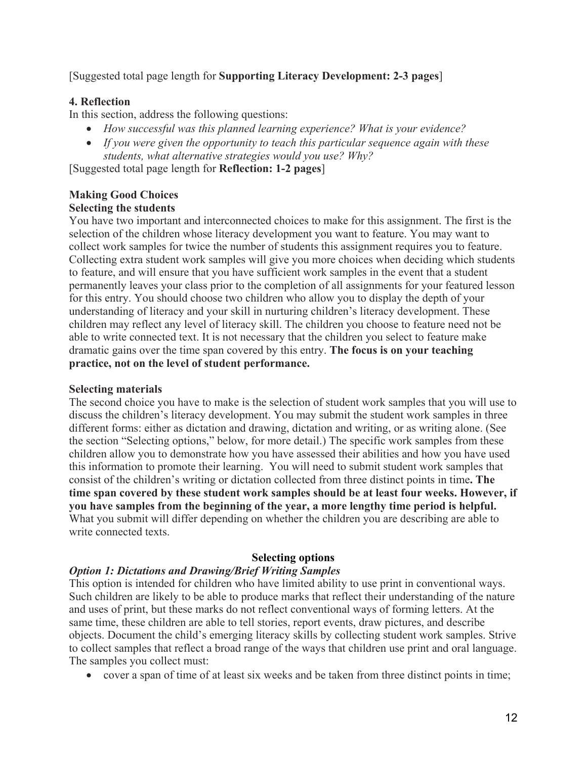[Suggested total page length for **Supporting Literacy Development: 2-3 pages**]

**4. Reflection**

In this section, address the following questions:

- *How successful was this planned learning experience? What is your evidence?*
- *If you were given the opportunity to teach this particular sequence again with these students, what alternative strategies would you use? Why?*

[Suggested total page length for **Reflection: 1-2 pages**]

**Making Good Choices**

**Selecting the students**

You have two important and interconnected choices to make for this assignment. The first is the selection of the children whose literacy development you want to feature. You may want to collect work samples for twice the number of students this assignment requires you to feature. Collecting extra student work samples will give you more choices when deciding which students to feature, and will ensure that you have sufficient work samples in the event that a student permanently leaves your class prior to the completion of all assignments for your featured lesson for this entry. You should choose two children who allow you to display the depth of your understanding of literacy and your skill in nurturing children's literacy development. These children may reflect any level of literacy skill. The children you choose to feature need not be able to write connected text. It is not necessary that the children you select to feature make dramatic gains over the time span covered by this entry. **The focus is on your teaching practice, not on the level of student performance.**

**Selecting materials**

The second choice you have to make is the selection of student work samples that you will use to discuss the children's literacy development. You may submit the student work samples in three different forms: either as dictation and drawing, dictation and writing, or as writing alone. (See the section "Selecting options," below, for more detail.) The specific work samples from these children allow you to demonstrate how you have assessed their abilities and how you have used this information to promote their learning. You will need to submit student work samples that consist of the children's writing or dictation collected from three distinct points in time**. The time span covered by these student work samples should be at least four weeks. However, if you have samples from the beginning of the year, a more lengthy time period is helpful.** What you submit will differ depending on whether the children you are describing are able to write connected texts.

**Selecting options**

***Option 1: Dictations and Drawing/Brief Writing Samples***

This option is intended for children who have limited ability to use print in conventional ways. Such children are likely to be able to produce marks that reflect their understanding of the nature and uses of print, but these marks do not reflect conventional ways of forming letters. At the same time, these children are able to tell stories, report events, draw pictures, and describe objects. Document the child's emerging literacy skills by collecting student work samples. Strive to collect samples that reflect a broad range of the ways that children use print and oral language. The samples you collect must:

- cover a span of time of at least six weeks and be taken from three distinct points in time;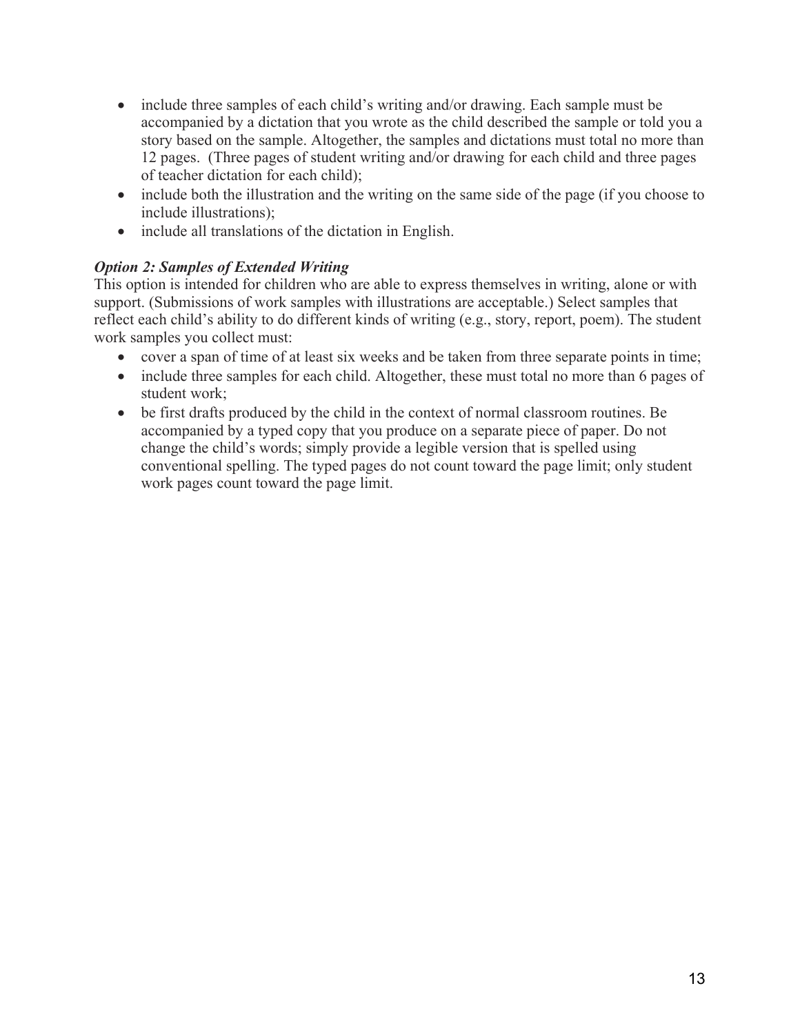- include three samples of each child's writing and/or drawing. Each sample must be accompanied by a dictation that you wrote as the child described the sample or told you a story based on the sample. Altogether, the samples and dictations must total no more than 12 pages. (Three pages of student writing and/or drawing for each child and three pages of teacher dictation for each child);
- include both the illustration and the writing on the same side of the page (if you choose to include illustrations);
- include all translations of the dictation in English.

***Option 2: Samples of Extended Writing***

This option is intended for children who are able to express themselves in writing, alone or with support. (Submissions of work samples with illustrations are acceptable.) Select samples that reflect each child's ability to do different kinds of writing (e.g., story, report, poem). The student work samples you collect must:

- cover a span of time of at least six weeks and be taken from three separate points in time;
- include three samples for each child. Altogether, these must total no more than 6 pages of student work;
- be first drafts produced by the child in the context of normal classroom routines. Be accompanied by a typed copy that you produce on a separate piece of paper. Do not change the child's words; simply provide a legible version that is spelled using conventional spelling. The typed pages do not count toward the page limit; only student work pages count toward the page limit.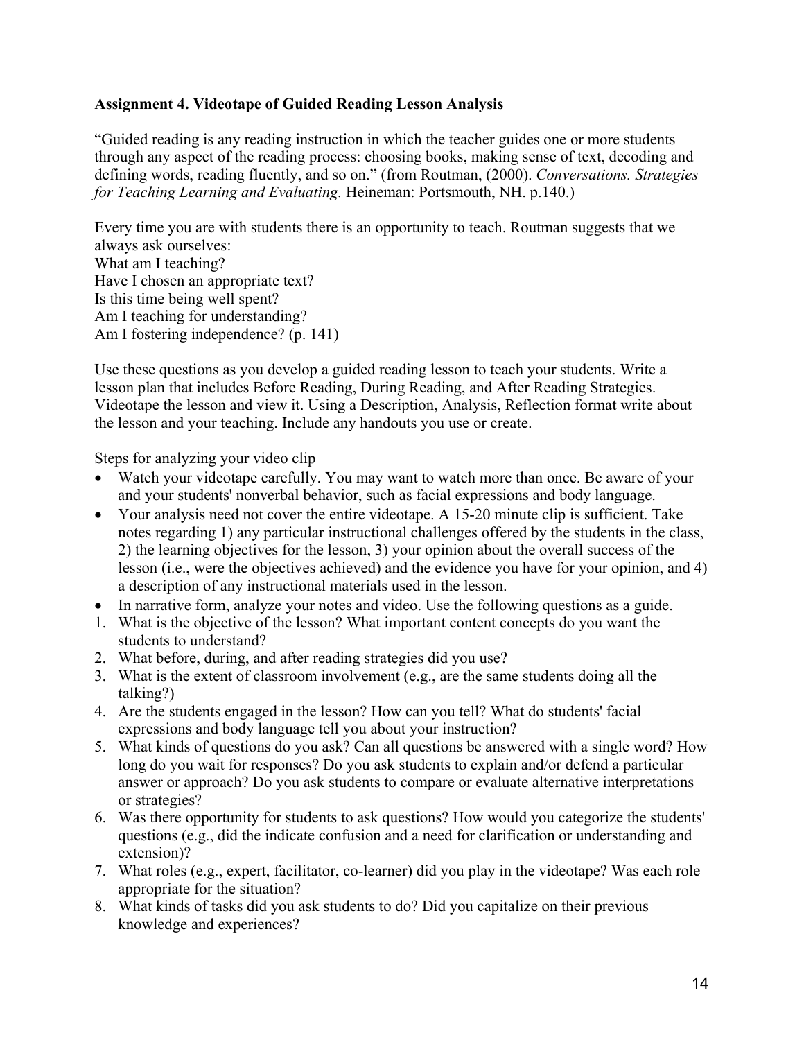**Assignment 4. Videotape of Guided Reading Lesson Analysis**

"Guided reading is any reading instruction in which the teacher guides one or more students through any aspect of the reading process: choosing books, making sense of text, decoding and defining words, reading fluently, and so on." (from Routman, (2000). *Conversations. Strategies for Teaching Learning and Evaluating.* Heineman: Portsmouth, NH. p.140.)

Every time you are with students there is an opportunity to teach. Routman suggests that we always ask ourselves:
What am I teaching?
Have I chosen an appropriate text?
Is this time being well spent?
Am I teaching for understanding?
Am I fostering independence? (p. 141)

Use these questions as you develop a guided reading lesson to teach your students. Write a lesson plan that includes Before Reading, During Reading, and After Reading Strategies. Videotape the lesson and view it. Using a Description, Analysis, Reflection format write about the lesson and your teaching. Include any handouts you use or create.

Steps for analyzing your video clip

- Watch your videotape carefully. You may want to watch more than once. Be aware of your and your students' nonverbal behavior, such as facial expressions and body language.
- Your analysis need not cover the entire videotape. A 15-20 minute clip is sufficient. Take notes regarding 1) any particular instructional challenges offered by the students in the class, 2) the learning objectives for the lesson, 3) your opinion about the overall success of the lesson (i.e., were the objectives achieved) and the evidence you have for your opinion, and 4) a description of any instructional materials used in the lesson.
- In narrative form, analyze your notes and video. Use the following questions as a guide.

1. What is the objective of the lesson? What important content concepts do you want the students to understand?
2. What before, during, and after reading strategies did you use?
3. What is the extent of classroom involvement (e.g., are the same students doing all the talking?)
4. Are the students engaged in the lesson? How can you tell? What do students' facial expressions and body language tell you about your instruction?
5. What kinds of questions do you ask? Can all questions be answered with a single word? How long do you wait for responses? Do you ask students to explain and/or defend a particular answer or approach? Do you ask students to compare or evaluate alternative interpretations or strategies?
6. Was there opportunity for students to ask questions? How would you categorize the students' questions (e.g., did the indicate confusion and a need for clarification or understanding and extension)?
7. What roles (e.g., expert, facilitator, co-learner) did you play in the videotape? Was each role appropriate for the situation?
8. What kinds of tasks did you ask students to do? Did you capitalize on their previous knowledge and experiences?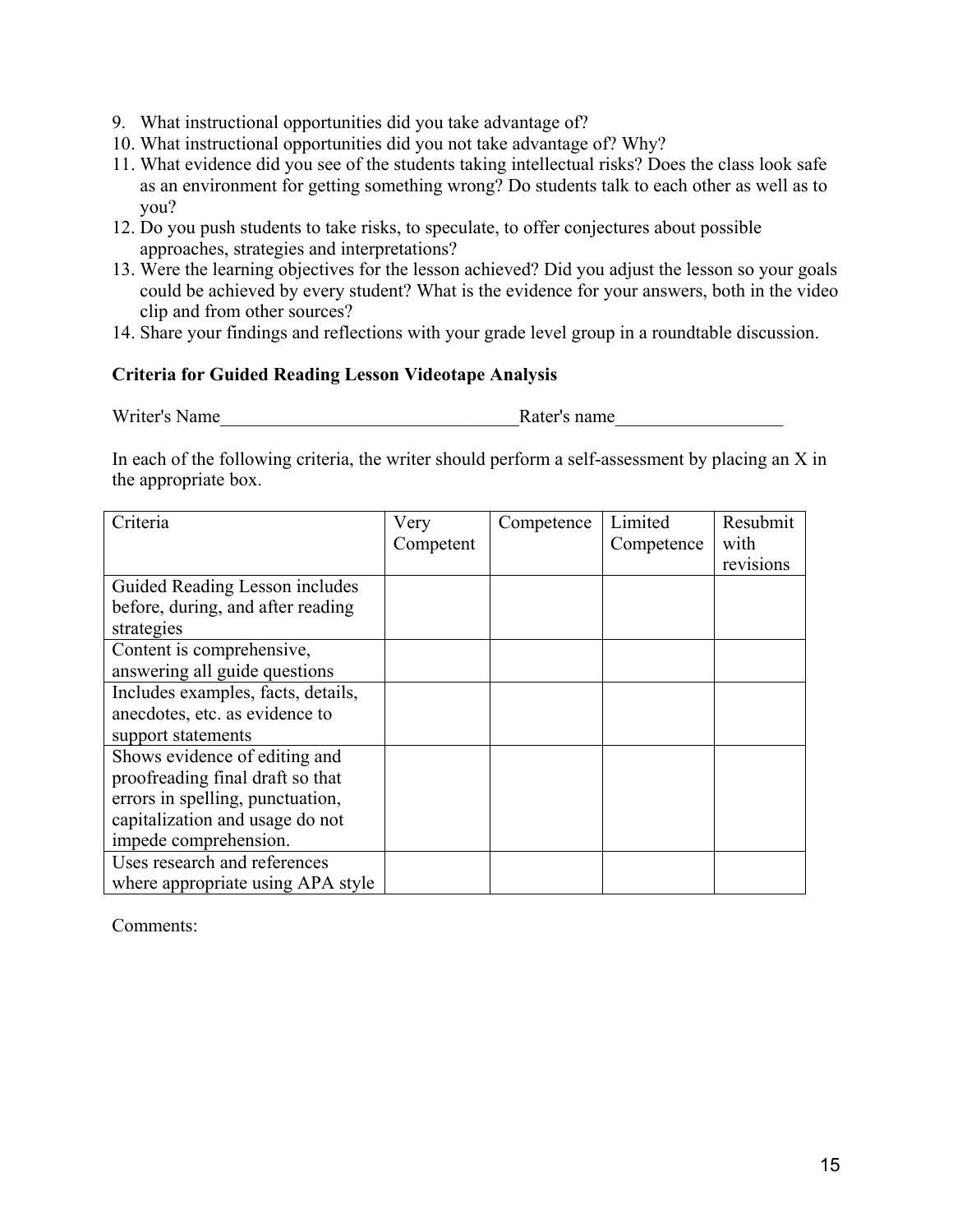9. What instructional opportunities did you take advantage of?
10. What instructional opportunities did you not take advantage of? Why?
11. What evidence did you see of the students taking intellectual risks? Does the class look safe as an environment for getting something wrong? Do students talk to each other as well as to you?
12. Do you push students to take risks, to speculate, to offer conjectures about possible approaches, strategies and interpretations?
13. Were the learning objectives for the lesson achieved? Did you adjust the lesson so your goals could be achieved by every student? What is the evidence for your answers, both in the video clip and from other sources?
14. Share your findings and reflections with your grade level group in a roundtable discussion.

**Criteria for Guided Reading Lesson Videotape Analysis**

Writer's Name________________________________Rater's name__________________

In each of the following criteria, the writer should perform a self-assessment by placing an X in the appropriate box.

| Criteria | Very Competent | Competence | Limited Competence | Resubmit with revisions |
|---|---|---|---|---|
| Guided Reading Lesson includes before, during, and after reading strategies | | | | |
| Content is comprehensive, answering all guide questions | | | | |
| Includes examples, facts, details, anecdotes, etc. as evidence to support statements | | | | |
| Shows evidence of editing and proofreading final draft so that errors in spelling, punctuation, capitalization and usage do not impede comprehension. | | | | |
| Uses research and references where appropriate using APA style | | | | |

Comments: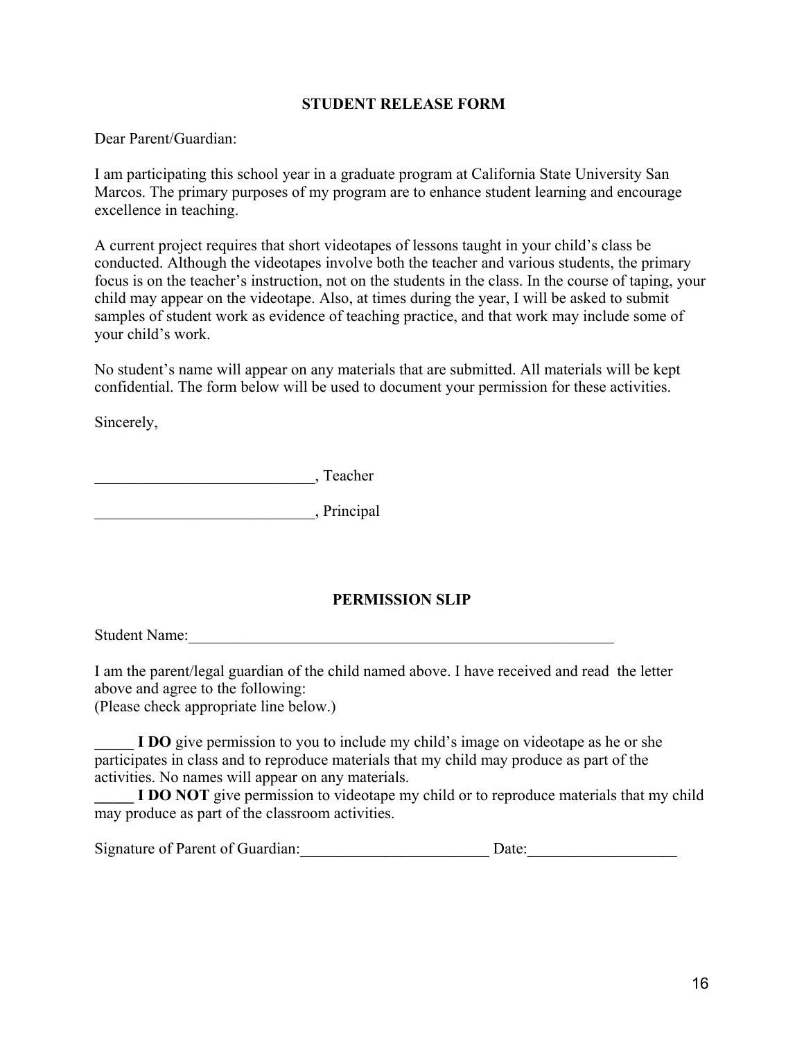## STUDENT RELEASE FORM

Dear Parent/Guardian:

I am participating this school year in a graduate program at California State University San Marcos. The primary purposes of my program are to enhance student learning and encourage excellence in teaching.

A current project requires that short videotapes of lessons taught in your child's class be conducted. Although the videotapes involve both the teacher and various students, the primary focus is on the teacher's instruction, not on the students in the class. In the course of taping, your child may appear on the videotape. Also, at times during the year, I will be asked to submit samples of student work as evidence of teaching practice, and that work may include some of your child's work.

No student's name will appear on any materials that are submitted. All materials will be kept confidential. The form below will be used to document your permission for these activities.

Sincerely,

____________________________, Teacher

____________________________, Principal

## PERMISSION SLIP

Student Name:__________________________________________________________

I am the parent/legal guardian of the child named above. I have received and read the letter above and agree to the following:
(Please check appropriate line below.)

**_____ I DO** give permission to you to include my child's image on videotape as he or she participates in class and to reproduce materials that my child may produce as part of the activities. No names will appear on any materials.

**_____ I DO NOT** give permission to videotape my child or to reproduce materials that my child may produce as part of the classroom activities.

Signature of Parent of Guardian:________________________ Date:___________________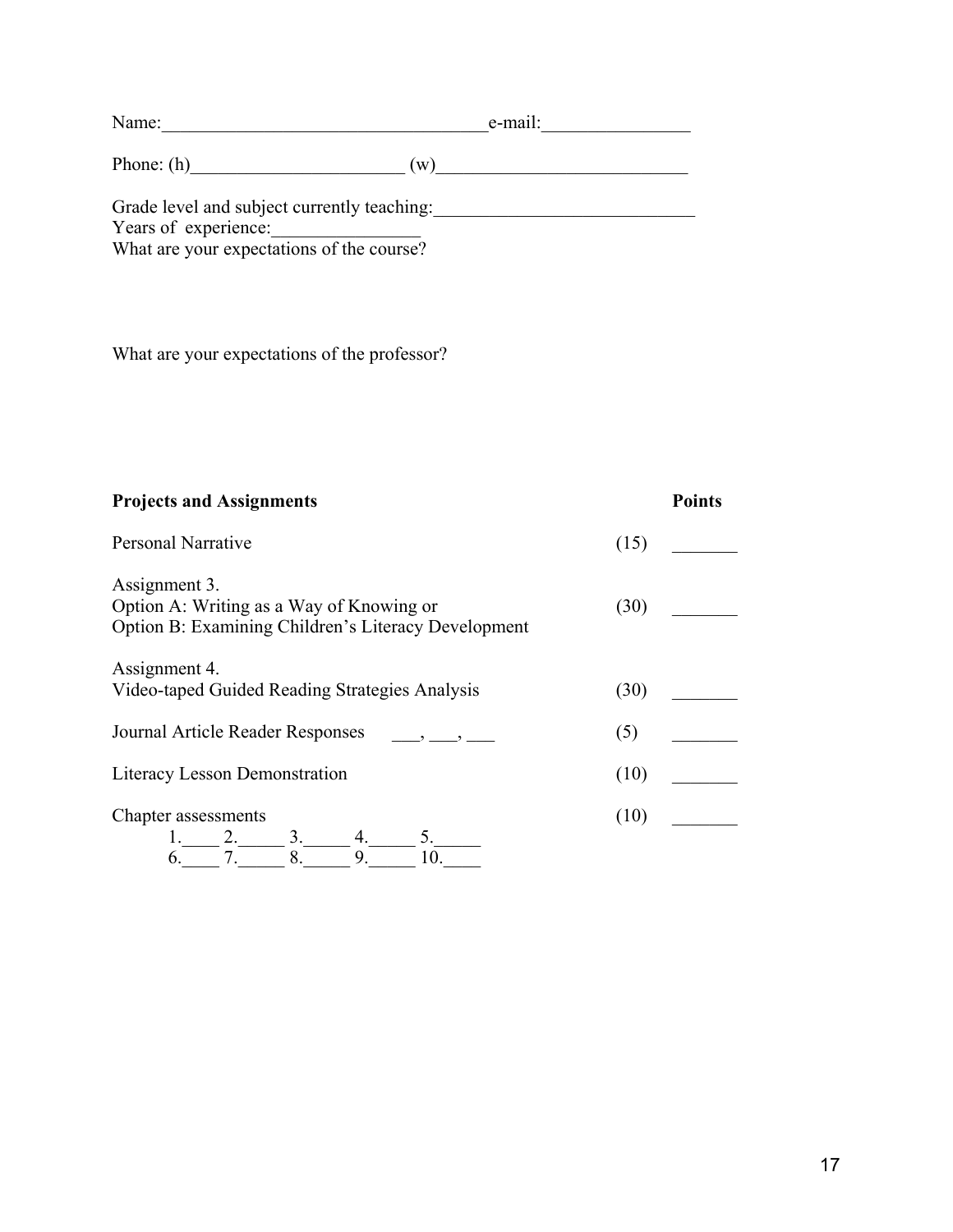Name:___________________________________e-mail:________________

Phone: (h)_______________________ (w)___________________________

Grade level and subject currently teaching:____________________________
Years of experience:________________
What are your expectations of the course?

What are your expectations of the professor?

| **Projects and Assignments** | | **Points** |
| --- | --- | --- |
| Personal Narrative | (15) | _______ |
| Assignment 3.<br>Option A: Writing as a Way of Knowing or<br>Option B: Examining Children's Literacy Development | (30) | _______ |
| Assignment 4.<br>Video-taped Guided Reading Strategies Analysis | (30) | _______ |
| Journal Article Reader Responses ___, ___, ___ | (5) | _______ |
| Literacy Lesson Demonstration | (10) | _______ |
| Chapter assessments<br>1.____ 2._____ 3._____ 4._____ 5._____<br>6.____ 7._____ 8._____ 9._____ 10.____ | (10) | _______ |